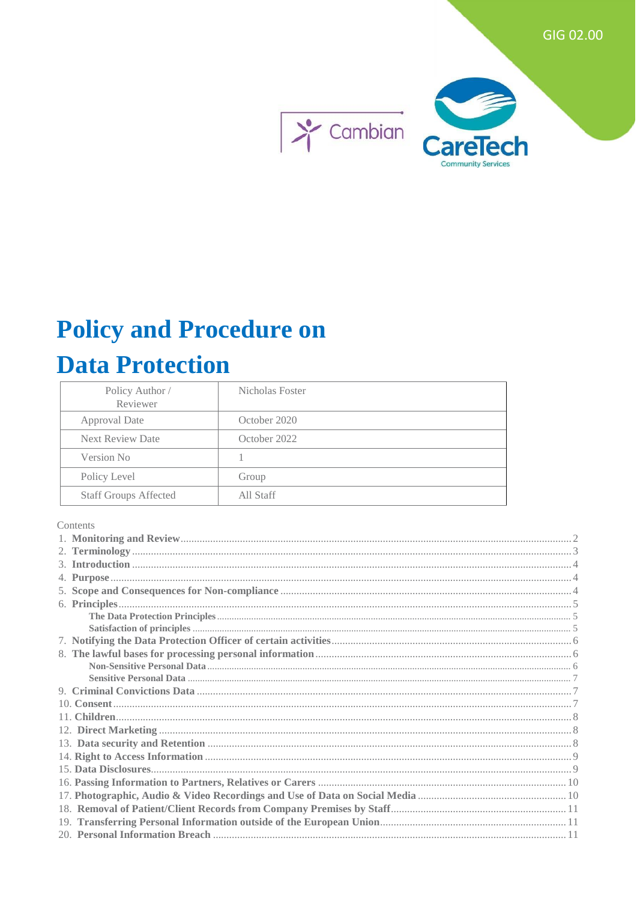GIG 02.00

Cambian

CareTech
Community Services

# Policy and Procedure on Data Protection

| Policy Author / Reviewer | Nicholas Foster |
|---|---|
| Approval Date | October 2020 |
| Next Review Date | October 2022 |
| Version No | 1 |
| Policy Level | Group |
| Staff Groups Affected | All Staff |

Contents

1. **Monitoring and Review** ... 2
2. **Terminology** ... 3
3. **Introduction** ... 4
4. **Purpose** ... 4
5. **Scope and Consequences for Non-compliance** ... 4
6. **Principles** ... 5
   - **The Data Protection Principles** ... 5
   - **Satisfaction of principles** ... 5
7. **Notifying the Data Protection Officer of certain activities** ... 6
8. **The lawful bases for processing personal information** ... 6
   - **Non-Sensitive Personal Data** ... 6
   - **Sensitive Personal Data** ... 7
9. **Criminal Convictions Data** ... 7
10. **Consent** ... 7
11. **Children** ... 8
12. **Direct Marketing** ... 8
13. **Data security and Retention** ... 8
14. **Right to Access Information** ... 9
15. **Data Disclosures** ... 9
16. **Passing Information to Partners, Relatives or Carers** ... 10
17. **Photographic, Audio & Video Recordings and Use of Data on Social Media** ... 10
18. **Removal of Patient/Client Records from Company Premises by Staff** ... 11
19. **Transferring Personal Information outside of the European Union** ... 11
20. **Personal Information Breach** ... 11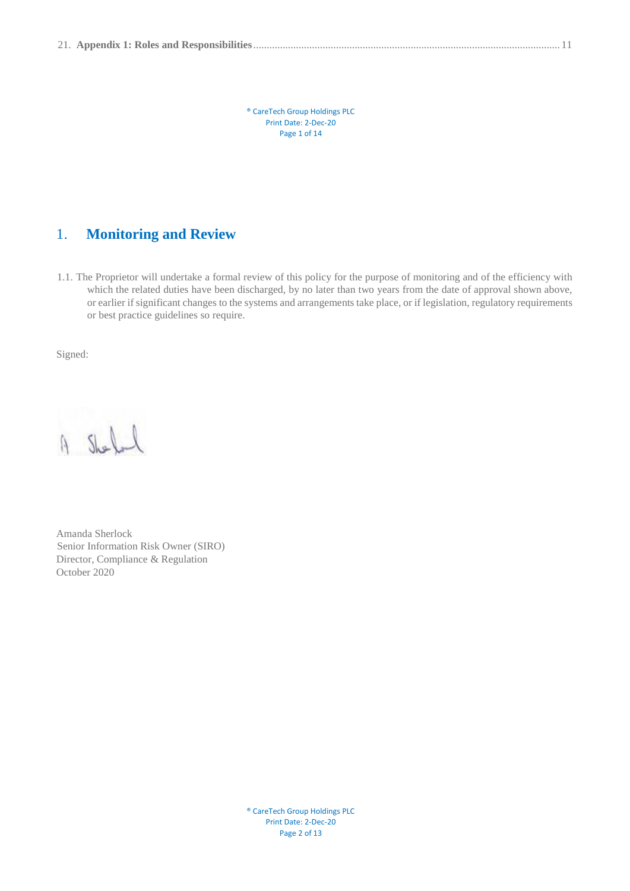21. **Appendix 1: Roles and Responsibilities** ........................................................................................................... 11

# 1. Monitoring and Review

1.1. The Proprietor will undertake a formal review of this policy for the purpose of monitoring and of the efficiency with which the related duties have been discharged, by no later than two years from the date of approval shown above, or earlier if significant changes to the systems and arrangements take place, or if legislation, regulatory requirements or best practice guidelines so require.

Signed:

A Sherlock

Amanda Sherlock
Senior Information Risk Owner (SIRO)
Director, Compliance & Regulation
October 2020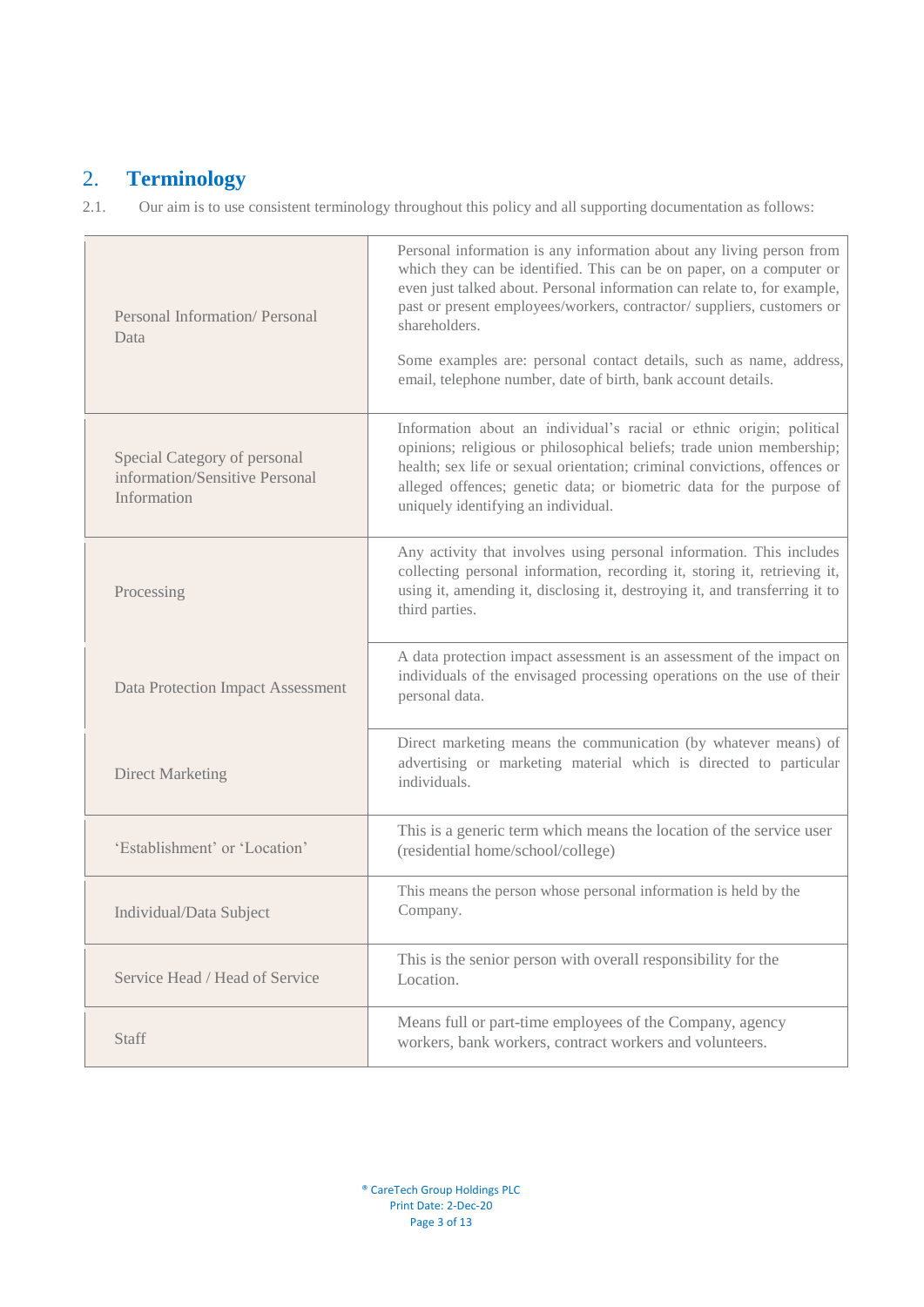## 2. Terminology

2.1. Our aim is to use consistent terminology throughout this policy and all supporting documentation as follows:

| Term | Definition |
|---|---|
| Personal Information/ Personal Data | Personal information is any information about any living person from which they can be identified. This can be on paper, on a computer or even just talked about. Personal information can relate to, for example, past or present employees/workers, contractor/ suppliers, customers or shareholders.<br><br>Some examples are: personal contact details, such as name, address, email, telephone number, date of birth, bank account details. |
| Special Category of personal information/Sensitive Personal Information | Information about an individual's racial or ethnic origin; political opinions; religious or philosophical beliefs; trade union membership; health; sex life or sexual orientation; criminal convictions, offences or alleged offences; genetic data; or biometric data for the purpose of uniquely identifying an individual. |
| Processing | Any activity that involves using personal information. This includes collecting personal information, recording it, storing it, retrieving it, using it, amending it, disclosing it, destroying it, and transferring it to third parties. |
| Data Protection Impact Assessment | A data protection impact assessment is an assessment of the impact on individuals of the envisaged processing operations on the use of their personal data. |
| Direct Marketing | Direct marketing means the communication (by whatever means) of advertising or marketing material which is directed to particular individuals. |
| 'Establishment' or 'Location' | This is a generic term which means the location of the service user (residential home/school/college) |
| Individual/Data Subject | This means the person whose personal information is held by the Company. |
| Service Head / Head of Service | This is the senior person with overall responsibility for the Location. |
| Staff | Means full or part-time employees of the Company, agency workers, bank workers, contract workers and volunteers. |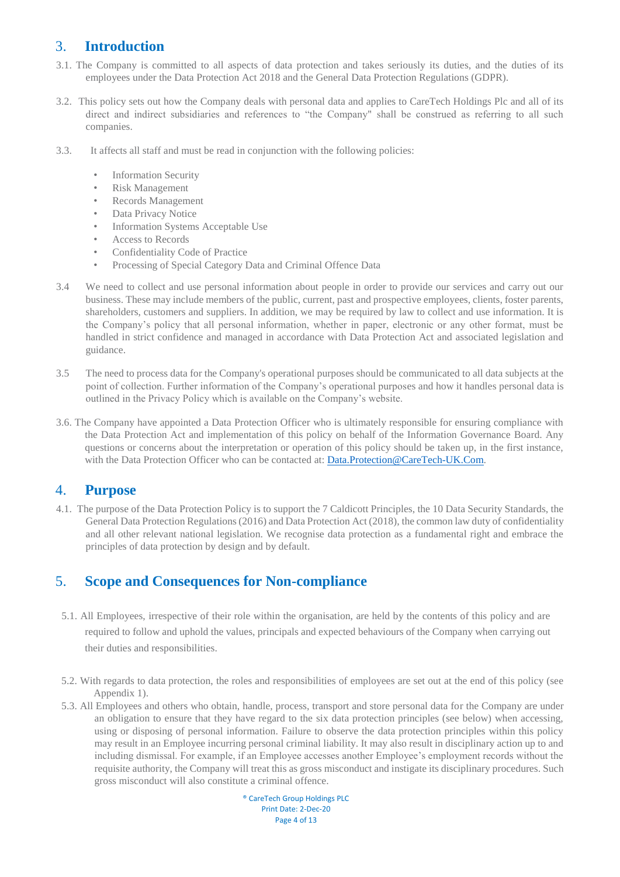## 3. Introduction

3.1. The Company is committed to all aspects of data protection and takes seriously its duties, and the duties of its employees under the Data Protection Act 2018 and the General Data Protection Regulations (GDPR).

3.2. This policy sets out how the Company deals with personal data and applies to CareTech Holdings Plc and all of its direct and indirect subsidiaries and references to "the Company" shall be construed as referring to all such companies.

3.3. It affects all staff and must be read in conjunction with the following policies:

- Information Security
- Risk Management
- Records Management
- Data Privacy Notice
- Information Systems Acceptable Use
- Access to Records
- Confidentiality Code of Practice
- Processing of Special Category Data and Criminal Offence Data

3.4 We need to collect and use personal information about people in order to provide our services and carry out our business. These may include members of the public, current, past and prospective employees, clients, foster parents, shareholders, customers and suppliers. In addition, we may be required by law to collect and use information. It is the Company's policy that all personal information, whether in paper, electronic or any other format, must be handled in strict confidence and managed in accordance with Data Protection Act and associated legislation and guidance.

3.5 The need to process data for the Company's operational purposes should be communicated to all data subjects at the point of collection. Further information of the Company's operational purposes and how it handles personal data is outlined in the Privacy Policy which is available on the Company's website.

3.6. The Company have appointed a Data Protection Officer who is ultimately responsible for ensuring compliance with the Data Protection Act and implementation of this policy on behalf of the Information Governance Board. Any questions or concerns about the interpretation or operation of this policy should be taken up, in the first instance, with the Data Protection Officer who can be contacted at: Data.Protection@CareTech-UK.Com.

## 4. Purpose

4.1. The purpose of the Data Protection Policy is to support the 7 Caldicott Principles, the 10 Data Security Standards, the General Data Protection Regulations (2016) and Data Protection Act (2018), the common law duty of confidentiality and all other relevant national legislation. We recognise data protection as a fundamental right and embrace the principles of data protection by design and by default.

## 5. Scope and Consequences for Non-compliance

5.1. All Employees, irrespective of their role within the organisation, are held by the contents of this policy and are required to follow and uphold the values, principals and expected behaviours of the Company when carrying out their duties and responsibilities.

5.2. With regards to data protection, the roles and responsibilities of employees are set out at the end of this policy (see Appendix 1).

5.3. All Employees and others who obtain, handle, process, transport and store personal data for the Company are under an obligation to ensure that they have regard to the six data protection principles (see below) when accessing, using or disposing of personal information. Failure to observe the data protection principles within this policy may result in an Employee incurring personal criminal liability. It may also result in disciplinary action up to and including dismissal. For example, if an Employee accesses another Employee's employment records without the requisite authority, the Company will treat this as gross misconduct and instigate its disciplinary procedures. Such gross misconduct will also constitute a criminal offence.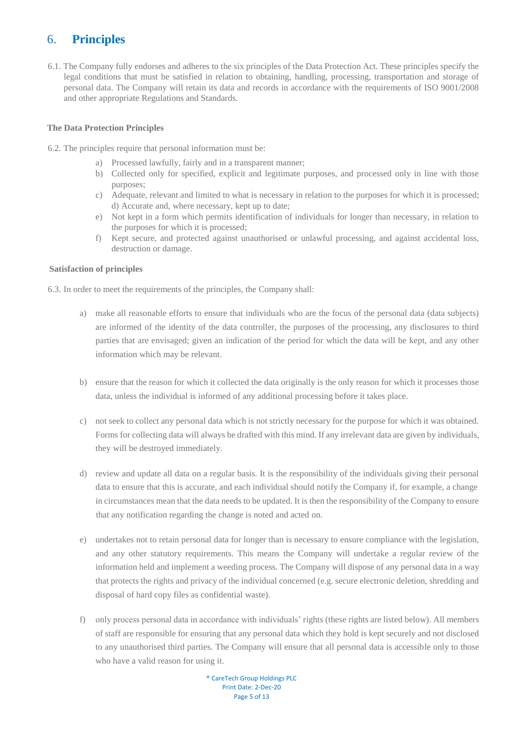## 6. Principles

6.1. The Company fully endorses and adheres to the six principles of the Data Protection Act. These principles specify the legal conditions that must be satisfied in relation to obtaining, handling, processing, transportation and storage of personal data. The Company will retain its data and records in accordance with the requirements of ISO 9001/2008 and other appropriate Regulations and Standards.

**The Data Protection Principles**

6.2. The principles require that personal information must be:

a) Processed lawfully, fairly and in a transparent manner;
b) Collected only for specified, explicit and legitimate purposes, and processed only in line with those purposes;
c) Adequate, relevant and limited to what is necessary in relation to the purposes for which it is processed; d) Accurate and, where necessary, kept up to date;
e) Not kept in a form which permits identification of individuals for longer than necessary, in relation to the purposes for which it is processed;
f) Kept secure, and protected against unauthorised or unlawful processing, and against accidental loss, destruction or damage.

**Satisfaction of principles**

6.3. In order to meet the requirements of the principles, the Company shall:

a) make all reasonable efforts to ensure that individuals who are the focus of the personal data (data subjects) are informed of the identity of the data controller, the purposes of the processing, any disclosures to third parties that are envisaged; given an indication of the period for which the data will be kept, and any other information which may be relevant.

b) ensure that the reason for which it collected the data originally is the only reason for which it processes those data, unless the individual is informed of any additional processing before it takes place.

c) not seek to collect any personal data which is not strictly necessary for the purpose for which it was obtained. Forms for collecting data will always be drafted with this mind. If any irrelevant data are given by individuals, they will be destroyed immediately.

d) review and update all data on a regular basis. It is the responsibility of the individuals giving their personal data to ensure that this is accurate, and each individual should notify the Company if, for example, a change in circumstances mean that the data needs to be updated. It is then the responsibility of the Company to ensure that any notification regarding the change is noted and acted on.

e) undertakes not to retain personal data for longer than is necessary to ensure compliance with the legislation, and any other statutory requirements. This means the Company will undertake a regular review of the information held and implement a weeding process. The Company will dispose of any personal data in a way that protects the rights and privacy of the individual concerned (e.g. secure electronic deletion, shredding and disposal of hard copy files as confidential waste).

f) only process personal data in accordance with individuals' rights (these rights are listed below). All members of staff are responsible for ensuring that any personal data which they hold is kept securely and not disclosed to any unauthorised third parties. The Company will ensure that all personal data is accessible only to those who have a valid reason for using it.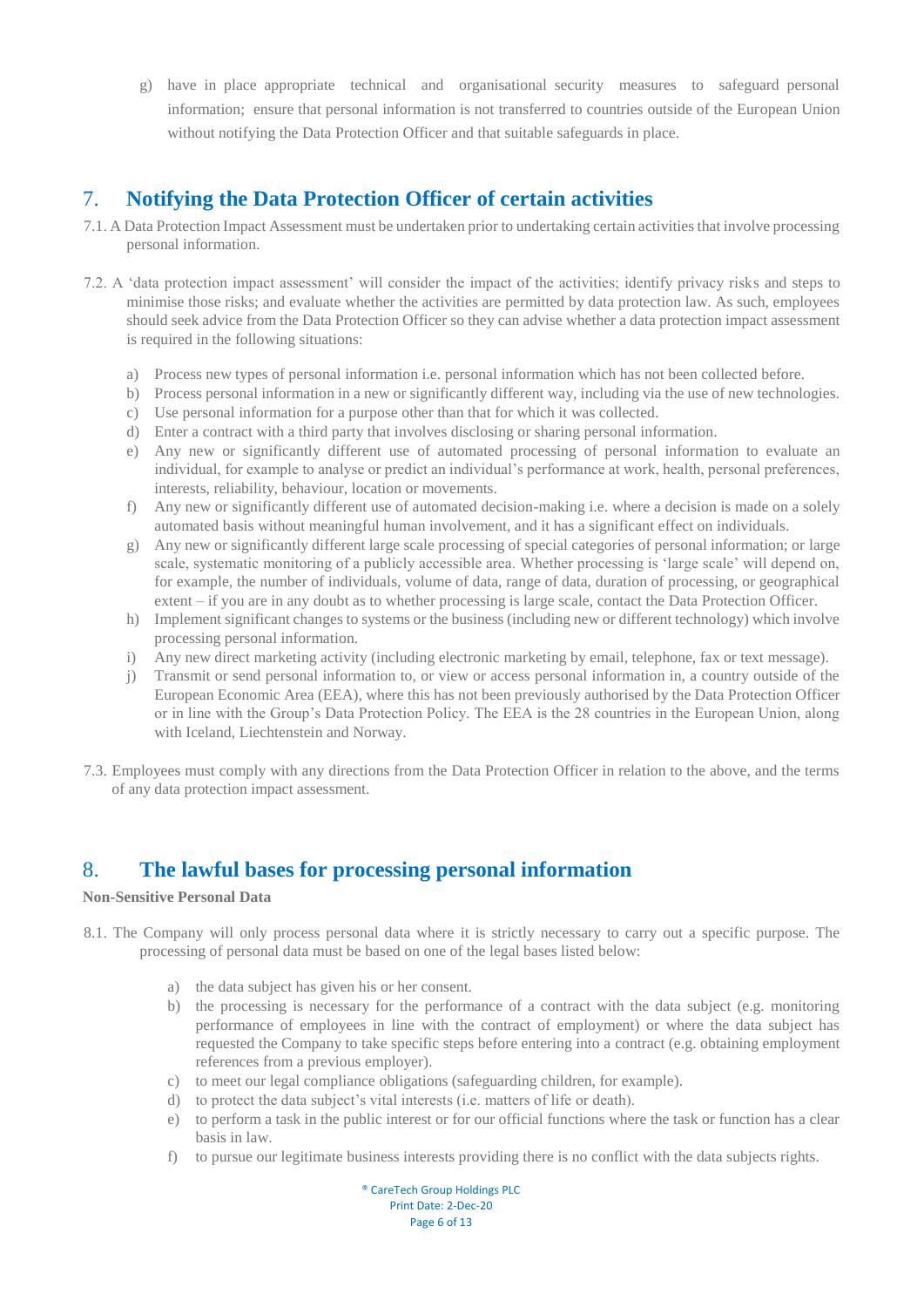g) have in place appropriate technical and organisational security measures to safeguard personal information; ensure that personal information is not transferred to countries outside of the European Union without notifying the Data Protection Officer and that suitable safeguards in place.

## 7. Notifying the Data Protection Officer of certain activities

7.1. A Data Protection Impact Assessment must be undertaken prior to undertaking certain activities that involve processing personal information.

7.2. A 'data protection impact assessment' will consider the impact of the activities; identify privacy risks and steps to minimise those risks; and evaluate whether the activities are permitted by data protection law. As such, employees should seek advice from the Data Protection Officer so they can advise whether a data protection impact assessment is required in the following situations:

a) Process new types of personal information i.e. personal information which has not been collected before.
b) Process personal information in a new or significantly different way, including via the use of new technologies.
c) Use personal information for a purpose other than that for which it was collected.
d) Enter a contract with a third party that involves disclosing or sharing personal information.
e) Any new or significantly different use of automated processing of personal information to evaluate an individual, for example to analyse or predict an individual's performance at work, health, personal preferences, interests, reliability, behaviour, location or movements.
f) Any new or significantly different use of automated decision-making i.e. where a decision is made on a solely automated basis without meaningful human involvement, and it has a significant effect on individuals.
g) Any new or significantly different large scale processing of special categories of personal information; or large scale, systematic monitoring of a publicly accessible area. Whether processing is 'large scale' will depend on, for example, the number of individuals, volume of data, range of data, duration of processing, or geographical extent – if you are in any doubt as to whether processing is large scale, contact the Data Protection Officer.
h) Implement significant changes to systems or the business (including new or different technology) which involve processing personal information.
i) Any new direct marketing activity (including electronic marketing by email, telephone, fax or text message).
j) Transmit or send personal information to, or view or access personal information in, a country outside of the European Economic Area (EEA), where this has not been previously authorised by the Data Protection Officer or in line with the Group's Data Protection Policy. The EEA is the 28 countries in the European Union, along with Iceland, Liechtenstein and Norway.

7.3. Employees must comply with any directions from the Data Protection Officer in relation to the above, and the terms of any data protection impact assessment.

## 8. The lawful bases for processing personal information

**Non-Sensitive Personal Data**

8.1. The Company will only process personal data where it is strictly necessary to carry out a specific purpose. The processing of personal data must be based on one of the legal bases listed below:

a) the data subject has given his or her consent.
b) the processing is necessary for the performance of a contract with the data subject (e.g. monitoring performance of employees in line with the contract of employment) or where the data subject has requested the Company to take specific steps before entering into a contract (e.g. obtaining employment references from a previous employer).
c) to meet our legal compliance obligations (safeguarding children, for example).
d) to protect the data subject's vital interests (i.e. matters of life or death).
e) to perform a task in the public interest or for our official functions where the task or function has a clear basis in law.
f) to pursue our legitimate business interests providing there is no conflict with the data subjects rights.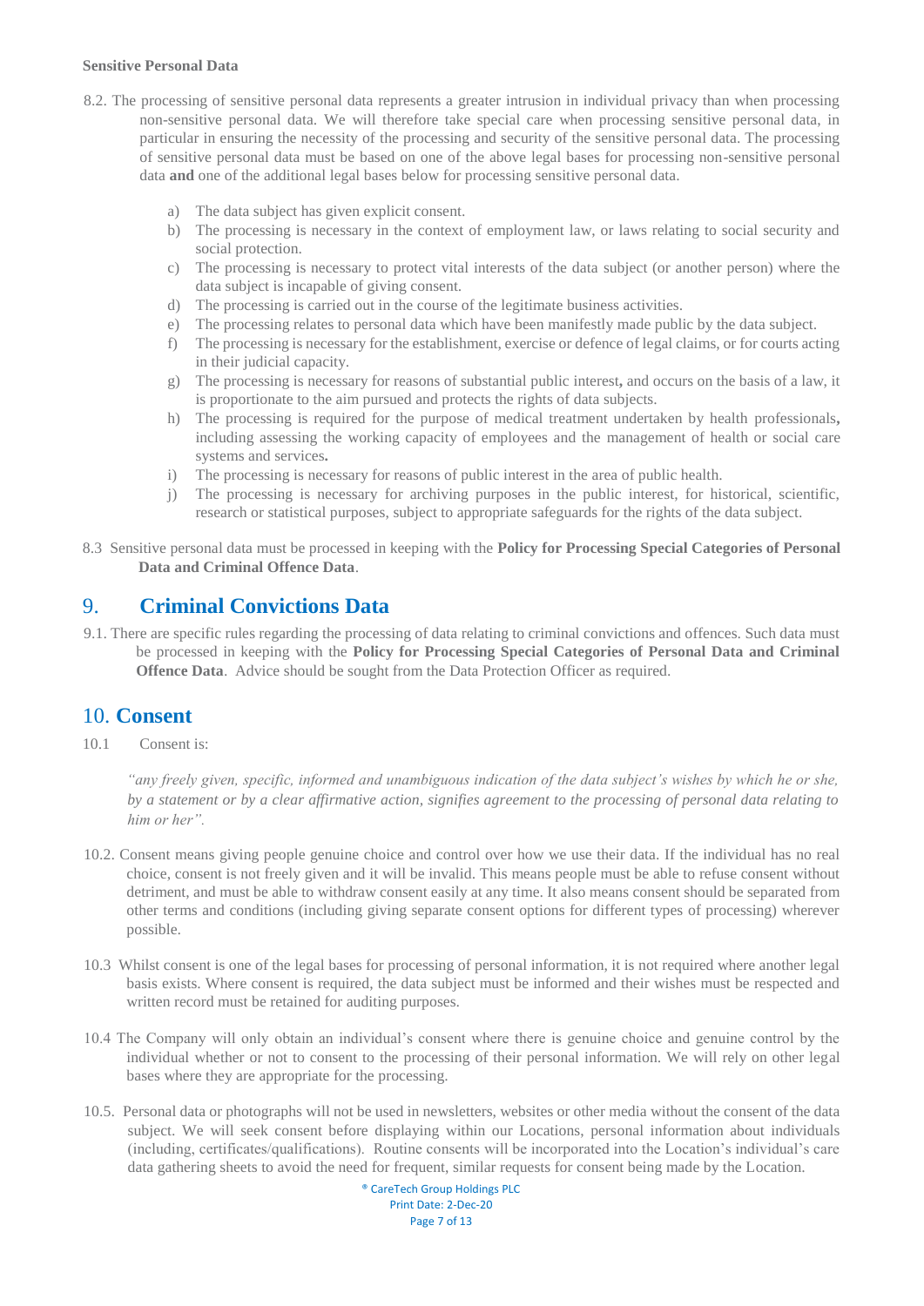**Sensitive Personal Data**

8.2. The processing of sensitive personal data represents a greater intrusion in individual privacy than when processing non-sensitive personal data. We will therefore take special care when processing sensitive personal data, in particular in ensuring the necessity of the processing and security of the sensitive personal data. The processing of sensitive personal data must be based on one of the above legal bases for processing non-sensitive personal data **and** one of the additional legal bases below for processing sensitive personal data.

a) The data subject has given explicit consent.
b) The processing is necessary in the context of employment law, or laws relating to social security and social protection.
c) The processing is necessary to protect vital interests of the data subject (or another person) where the data subject is incapable of giving consent.
d) The processing is carried out in the course of the legitimate business activities.
e) The processing relates to personal data which have been manifestly made public by the data subject.
f) The processing is necessary for the establishment, exercise or defence of legal claims, or for courts acting in their judicial capacity.
g) The processing is necessary for reasons of substantial public interest, and occurs on the basis of a law, it is proportionate to the aim pursued and protects the rights of data subjects.
h) The processing is required for the purpose of medical treatment undertaken by health professionals, including assessing the working capacity of employees and the management of health or social care systems and services.
i) The processing is necessary for reasons of public interest in the area of public health.
j) The processing is necessary for archiving purposes in the public interest, for historical, scientific, research or statistical purposes, subject to appropriate safeguards for the rights of the data subject.

8.3 Sensitive personal data must be processed in keeping with the **Policy for Processing Special Categories of Personal Data and Criminal Offence Data**.

## 9. Criminal Convictions Data

9.1. There are specific rules regarding the processing of data relating to criminal convictions and offences. Such data must be processed in keeping with the **Policy for Processing Special Categories of Personal Data and Criminal Offence Data**. Advice should be sought from the Data Protection Officer as required.

## 10. Consent

10.1 Consent is:

*"any freely given, specific, informed and unambiguous indication of the data subject's wishes by which he or she, by a statement or by a clear affirmative action, signifies agreement to the processing of personal data relating to him or her".*

10.2. Consent means giving people genuine choice and control over how we use their data. If the individual has no real choice, consent is not freely given and it will be invalid. This means people must be able to refuse consent without detriment, and must be able to withdraw consent easily at any time. It also means consent should be separated from other terms and conditions (including giving separate consent options for different types of processing) wherever possible.

10.3 Whilst consent is one of the legal bases for processing of personal information, it is not required where another legal basis exists. Where consent is required, the data subject must be informed and their wishes must be respected and written record must be retained for auditing purposes.

10.4 The Company will only obtain an individual's consent where there is genuine choice and genuine control by the individual whether or not to consent to the processing of their personal information. We will rely on other legal bases where they are appropriate for the processing.

10.5. Personal data or photographs will not be used in newsletters, websites or other media without the consent of the data subject. We will seek consent before displaying within our Locations, personal information about individuals (including, certificates/qualifications). Routine consents will be incorporated into the Location's individual's care data gathering sheets to avoid the need for frequent, similar requests for consent being made by the Location.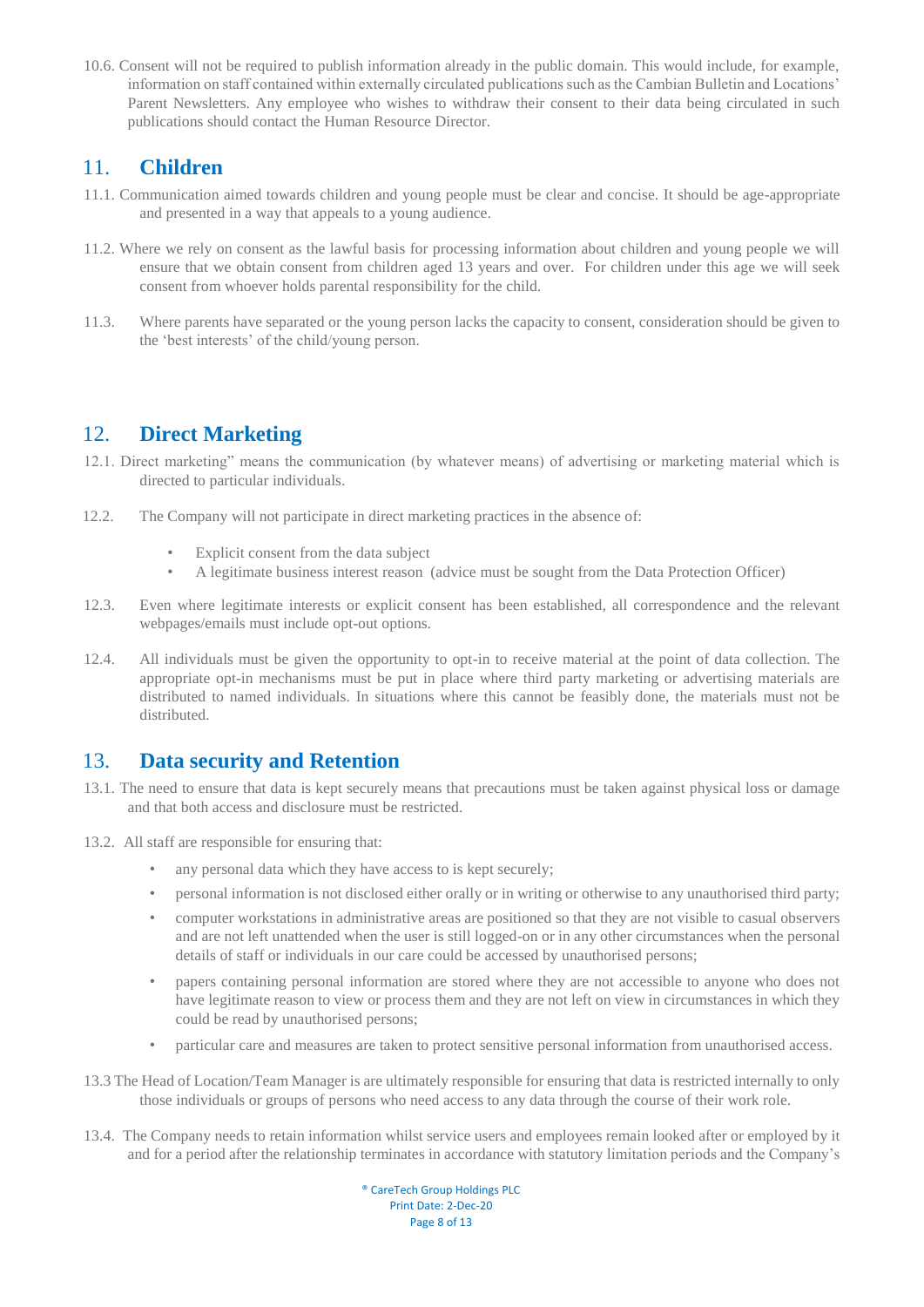10.6. Consent will not be required to publish information already in the public domain. This would include, for example, information on staff contained within externally circulated publications such as the Cambian Bulletin and Locations' Parent Newsletters. Any employee who wishes to withdraw their consent to their data being circulated in such publications should contact the Human Resource Director.

## 11. Children

11.1. Communication aimed towards children and young people must be clear and concise. It should be age-appropriate and presented in a way that appeals to a young audience.

11.2. Where we rely on consent as the lawful basis for processing information about children and young people we will ensure that we obtain consent from children aged 13 years and over. For children under this age we will seek consent from whoever holds parental responsibility for the child.

11.3. Where parents have separated or the young person lacks the capacity to consent, consideration should be given to the 'best interests' of the child/young person.

## 12. Direct Marketing

12.1. Direct marketing" means the communication (by whatever means) of advertising or marketing material which is directed to particular individuals.

12.2. The Company will not participate in direct marketing practices in the absence of:

- Explicit consent from the data subject
- A legitimate business interest reason (advice must be sought from the Data Protection Officer)

12.3. Even where legitimate interests or explicit consent has been established, all correspondence and the relevant webpages/emails must include opt-out options.

12.4. All individuals must be given the opportunity to opt-in to receive material at the point of data collection. The appropriate opt-in mechanisms must be put in place where third party marketing or advertising materials are distributed to named individuals. In situations where this cannot be feasibly done, the materials must not be distributed.

## 13. Data security and Retention

13.1. The need to ensure that data is kept securely means that precautions must be taken against physical loss or damage and that both access and disclosure must be restricted.

13.2. All staff are responsible for ensuring that:

- any personal data which they have access to is kept securely;
- personal information is not disclosed either orally or in writing or otherwise to any unauthorised third party;
- computer workstations in administrative areas are positioned so that they are not visible to casual observers and are not left unattended when the user is still logged-on or in any other circumstances when the personal details of staff or individuals in our care could be accessed by unauthorised persons;
- papers containing personal information are stored where they are not accessible to anyone who does not have legitimate reason to view or process them and they are not left on view in circumstances in which they could be read by unauthorised persons;
- particular care and measures are taken to protect sensitive personal information from unauthorised access.

13.3 The Head of Location/Team Manager is are ultimately responsible for ensuring that data is restricted internally to only those individuals or groups of persons who need access to any data through the course of their work role.

13.4. The Company needs to retain information whilst service users and employees remain looked after or employed by it and for a period after the relationship terminates in accordance with statutory limitation periods and the Company's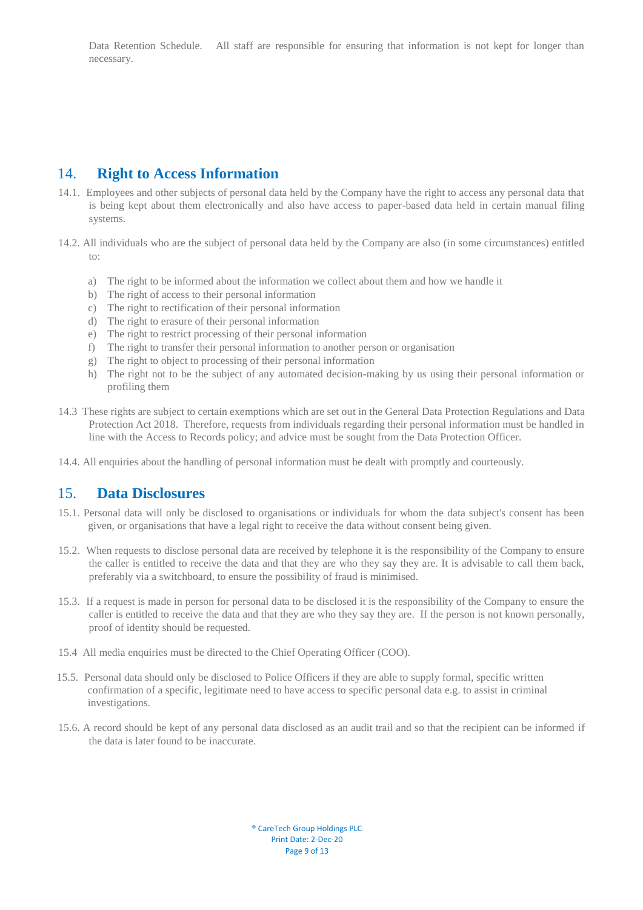Data Retention Schedule. All staff are responsible for ensuring that information is not kept for longer than necessary.

## 14. Right to Access Information

14.1. Employees and other subjects of personal data held by the Company have the right to access any personal data that is being kept about them electronically and also have access to paper-based data held in certain manual filing systems.

14.2. All individuals who are the subject of personal data held by the Company are also (in some circumstances) entitled to:

a) The right to be informed about the information we collect about them and how we handle it
b) The right of access to their personal information
c) The right to rectification of their personal information
d) The right to erasure of their personal information
e) The right to restrict processing of their personal information
f) The right to transfer their personal information to another person or organisation
g) The right to object to processing of their personal information
h) The right not to be the subject of any automated decision-making by us using their personal information or profiling them

14.3 These rights are subject to certain exemptions which are set out in the General Data Protection Regulations and Data Protection Act 2018. Therefore, requests from individuals regarding their personal information must be handled in line with the Access to Records policy; and advice must be sought from the Data Protection Officer.

14.4. All enquiries about the handling of personal information must be dealt with promptly and courteously.

## 15. Data Disclosures

15.1. Personal data will only be disclosed to organisations or individuals for whom the data subject's consent has been given, or organisations that have a legal right to receive the data without consent being given.

15.2. When requests to disclose personal data are received by telephone it is the responsibility of the Company to ensure the caller is entitled to receive the data and that they are who they say they are. It is advisable to call them back, preferably via a switchboard, to ensure the possibility of fraud is minimised.

15.3. If a request is made in person for personal data to be disclosed it is the responsibility of the Company to ensure the caller is entitled to receive the data and that they are who they say they are. If the person is not known personally, proof of identity should be requested.

15.4 All media enquiries must be directed to the Chief Operating Officer (COO).

15.5. Personal data should only be disclosed to Police Officers if they are able to supply formal, specific written confirmation of a specific, legitimate need to have access to specific personal data e.g. to assist in criminal investigations.

15.6. A record should be kept of any personal data disclosed as an audit trail and so that the recipient can be informed if the data is later found to be inaccurate.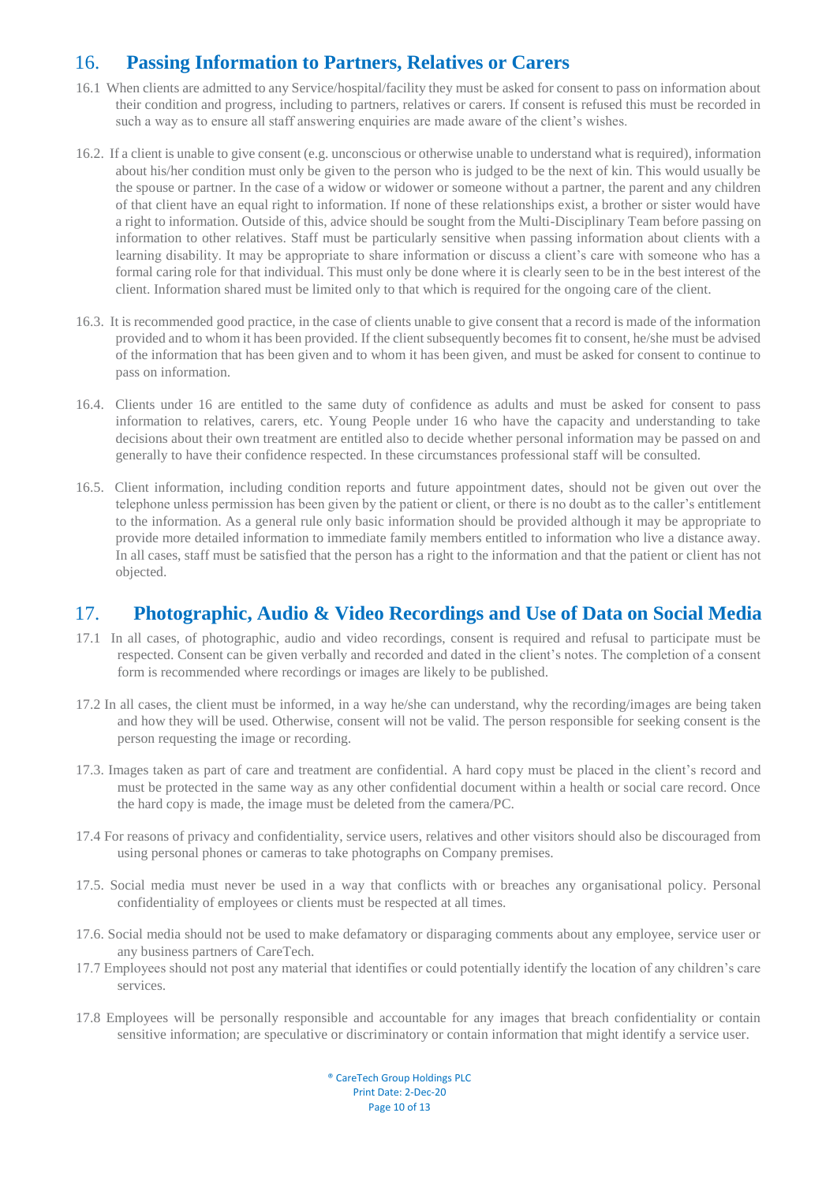## 16. Passing Information to Partners, Relatives or Carers

16.1 When clients are admitted to any Service/hospital/facility they must be asked for consent to pass on information about their condition and progress, including to partners, relatives or carers. If consent is refused this must be recorded in such a way as to ensure all staff answering enquiries are made aware of the client's wishes.

16.2. If a client is unable to give consent (e.g. unconscious or otherwise unable to understand what is required), information about his/her condition must only be given to the person who is judged to be the next of kin. This would usually be the spouse or partner. In the case of a widow or widower or someone without a partner, the parent and any children of that client have an equal right to information. If none of these relationships exist, a brother or sister would have a right to information. Outside of this, advice should be sought from the Multi-Disciplinary Team before passing on information to other relatives. Staff must be particularly sensitive when passing information about clients with a learning disability. It may be appropriate to share information or discuss a client's care with someone who has a formal caring role for that individual. This must only be done where it is clearly seen to be in the best interest of the client. Information shared must be limited only to that which is required for the ongoing care of the client.

16.3. It is recommended good practice, in the case of clients unable to give consent that a record is made of the information provided and to whom it has been provided. If the client subsequently becomes fit to consent, he/she must be advised of the information that has been given and to whom it has been given, and must be asked for consent to continue to pass on information.

16.4. Clients under 16 are entitled to the same duty of confidence as adults and must be asked for consent to pass information to relatives, carers, etc. Young People under 16 who have the capacity and understanding to take decisions about their own treatment are entitled also to decide whether personal information may be passed on and generally to have their confidence respected. In these circumstances professional staff will be consulted.

16.5. Client information, including condition reports and future appointment dates, should not be given out over the telephone unless permission has been given by the patient or client, or there is no doubt as to the caller's entitlement to the information. As a general rule only basic information should be provided although it may be appropriate to provide more detailed information to immediate family members entitled to information who live a distance away. In all cases, staff must be satisfied that the person has a right to the information and that the patient or client has not objected.

## 17. Photographic, Audio & Video Recordings and Use of Data on Social Media

17.1 In all cases, of photographic, audio and video recordings, consent is required and refusal to participate must be respected. Consent can be given verbally and recorded and dated in the client's notes. The completion of a consent form is recommended where recordings or images are likely to be published.

17.2 In all cases, the client must be informed, in a way he/she can understand, why the recording/images are being taken and how they will be used. Otherwise, consent will not be valid. The person responsible for seeking consent is the person requesting the image or recording.

17.3. Images taken as part of care and treatment are confidential. A hard copy must be placed in the client's record and must be protected in the same way as any other confidential document within a health or social care record. Once the hard copy is made, the image must be deleted from the camera/PC.

17.4 For reasons of privacy and confidentiality, service users, relatives and other visitors should also be discouraged from using personal phones or cameras to take photographs on Company premises.

17.5. Social media must never be used in a way that conflicts with or breaches any organisational policy. Personal confidentiality of employees or clients must be respected at all times.

17.6. Social media should not be used to make defamatory or disparaging comments about any employee, service user or any business partners of CareTech.

17.7 Employees should not post any material that identifies or could potentially identify the location of any children's care services.

17.8 Employees will be personally responsible and accountable for any images that breach confidentiality or contain sensitive information; are speculative or discriminatory or contain information that might identify a service user.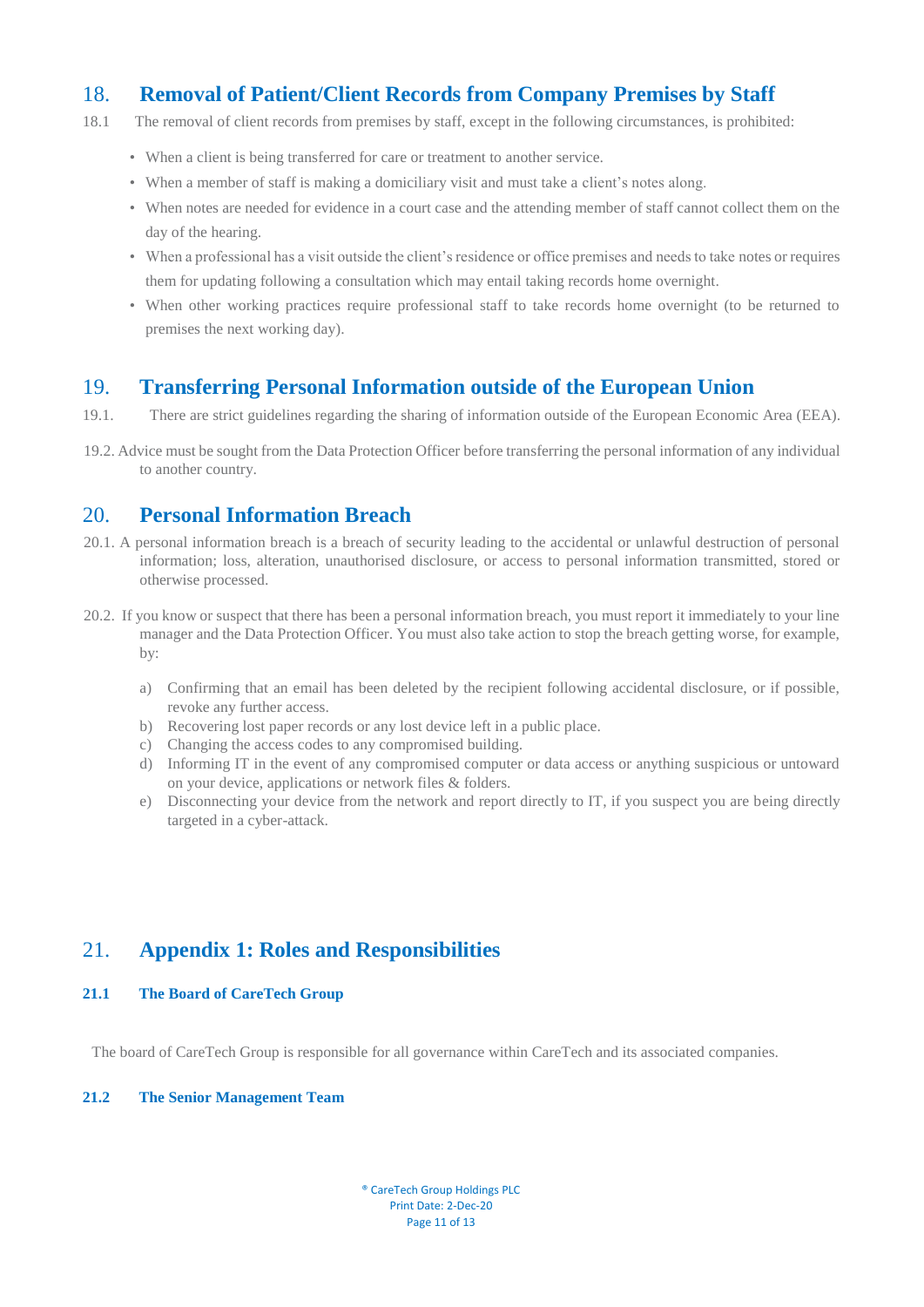## 18. Removal of Patient/Client Records from Company Premises by Staff

18.1 The removal of client records from premises by staff, except in the following circumstances, is prohibited:

- When a client is being transferred for care or treatment to another service.
- When a member of staff is making a domiciliary visit and must take a client's notes along.
- When notes are needed for evidence in a court case and the attending member of staff cannot collect them on the day of the hearing.
- When a professional has a visit outside the client's residence or office premises and needs to take notes or requires them for updating following a consultation which may entail taking records home overnight.
- When other working practices require professional staff to take records home overnight (to be returned to premises the next working day).

## 19. Transferring Personal Information outside of the European Union

19.1. There are strict guidelines regarding the sharing of information outside of the European Economic Area (EEA).

19.2. Advice must be sought from the Data Protection Officer before transferring the personal information of any individual to another country.

## 20. Personal Information Breach

20.1. A personal information breach is a breach of security leading to the accidental or unlawful destruction of personal information; loss, alteration, unauthorised disclosure, or access to personal information transmitted, stored or otherwise processed.

20.2. If you know or suspect that there has been a personal information breach, you must report it immediately to your line manager and the Data Protection Officer. You must also take action to stop the breach getting worse, for example, by:

a) Confirming that an email has been deleted by the recipient following accidental disclosure, or if possible, revoke any further access.
b) Recovering lost paper records or any lost device left in a public place.
c) Changing the access codes to any compromised building.
d) Informing IT in the event of any compromised computer or data access or anything suspicious or untoward on your device, applications or network files & folders.
e) Disconnecting your device from the network and report directly to IT, if you suspect you are being directly targeted in a cyber-attack.

## 21. Appendix 1: Roles and Responsibilities

### 21.1 The Board of CareTech Group

The board of CareTech Group is responsible for all governance within CareTech and its associated companies.

### 21.2 The Senior Management Team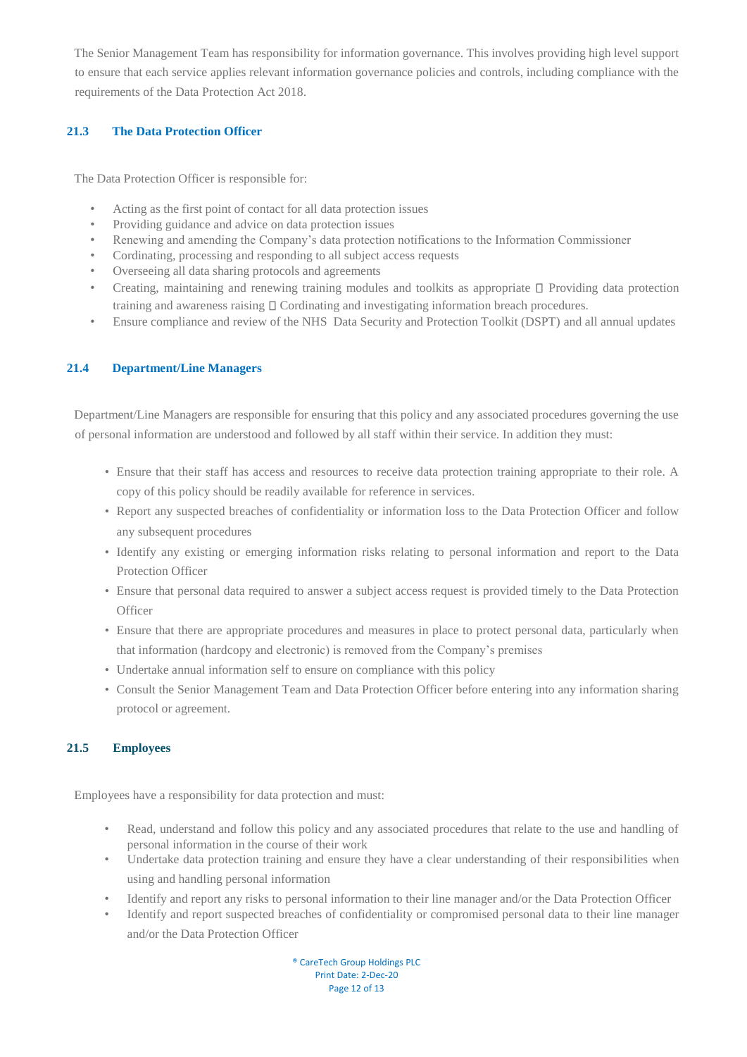The Senior Management Team has responsibility for information governance. This involves providing high level support to ensure that each service applies relevant information governance policies and controls, including compliance with the requirements of the Data Protection Act 2018.

### 21.3 The Data Protection Officer

The Data Protection Officer is responsible for:

- Acting as the first point of contact for all data protection issues
- Providing guidance and advice on data protection issues
- Renewing and amending the Company's data protection notifications to the Information Commissioner
- Cordinating, processing and responding to all subject access requests
- Overseeing all data sharing protocols and agreements
- Creating, maintaining and renewing training modules and toolkits as appropriate  Providing data protection training and awareness raising  Cordinating and investigating information breach procedures.
- Ensure compliance and review of the NHS Data Security and Protection Toolkit (DSPT) and all annual updates

### 21.4 Department/Line Managers

Department/Line Managers are responsible for ensuring that this policy and any associated procedures governing the use of personal information are understood and followed by all staff within their service. In addition they must:

- Ensure that their staff has access and resources to receive data protection training appropriate to their role. A copy of this policy should be readily available for reference in services.
- Report any suspected breaches of confidentiality or information loss to the Data Protection Officer and follow any subsequent procedures
- Identify any existing or emerging information risks relating to personal information and report to the Data Protection Officer
- Ensure that personal data required to answer a subject access request is provided timely to the Data Protection Officer
- Ensure that there are appropriate procedures and measures in place to protect personal data, particularly when that information (hardcopy and electronic) is removed from the Company's premises
- Undertake annual information self to ensure on compliance with this policy
- Consult the Senior Management Team and Data Protection Officer before entering into any information sharing protocol or agreement.

### 21.5 Employees

Employees have a responsibility for data protection and must:

- Read, understand and follow this policy and any associated procedures that relate to the use and handling of personal information in the course of their work
- Undertake data protection training and ensure they have a clear understanding of their responsibilities when using and handling personal information
- Identify and report any risks to personal information to their line manager and/or the Data Protection Officer
- Identify and report suspected breaches of confidentiality or compromised personal data to their line manager and/or the Data Protection Officer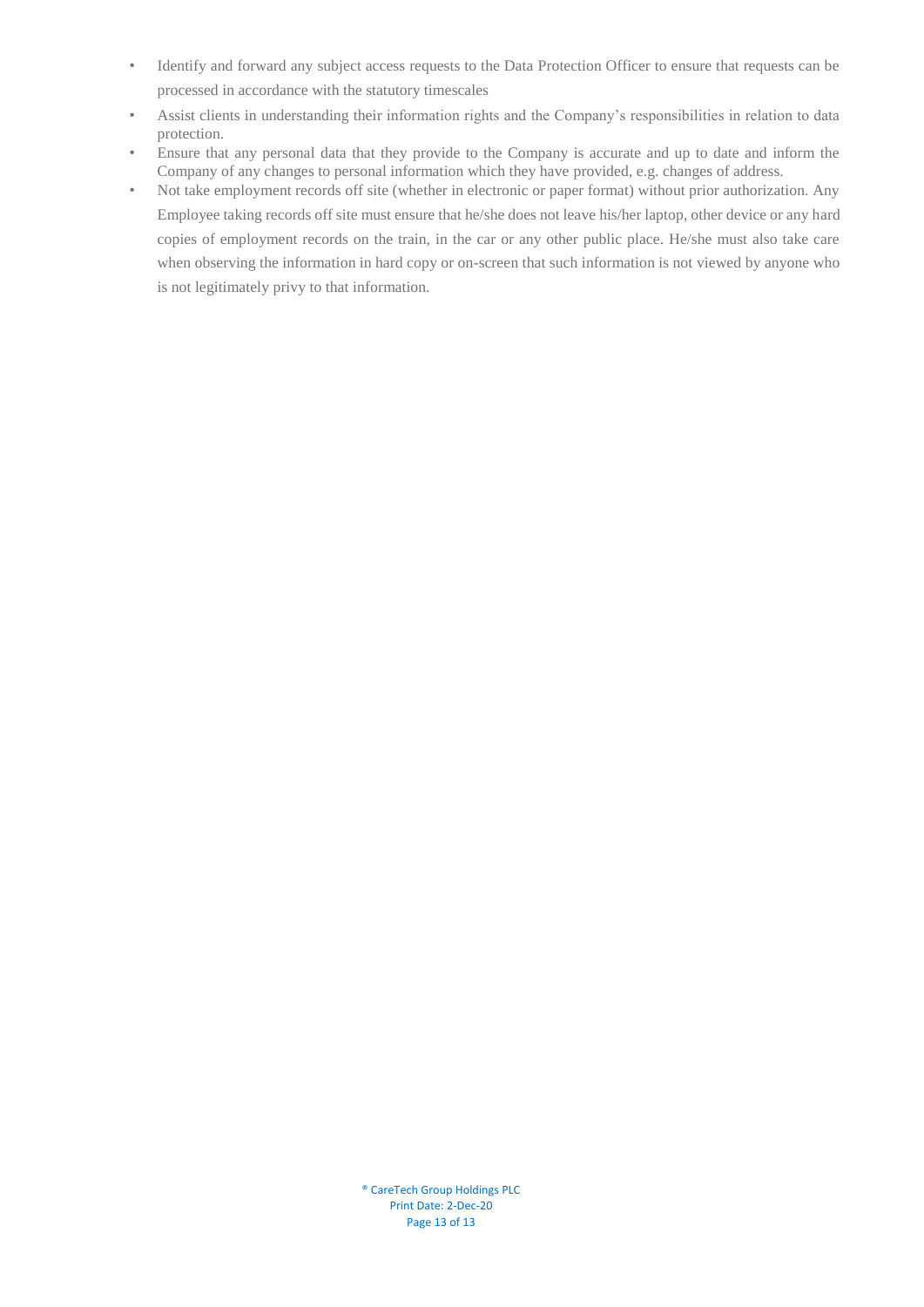- Identify and forward any subject access requests to the Data Protection Officer to ensure that requests can be processed in accordance with the statutory timescales
- Assist clients in understanding their information rights and the Company's responsibilities in relation to data protection.
- Ensure that any personal data that they provide to the Company is accurate and up to date and inform the Company of any changes to personal information which they have provided, e.g. changes of address.
- Not take employment records off site (whether in electronic or paper format) without prior authorization. Any Employee taking records off site must ensure that he/she does not leave his/her laptop, other device or any hard copies of employment records on the train, in the car or any other public place. He/she must also take care when observing the information in hard copy or on-screen that such information is not viewed by anyone who is not legitimately privy to that information.